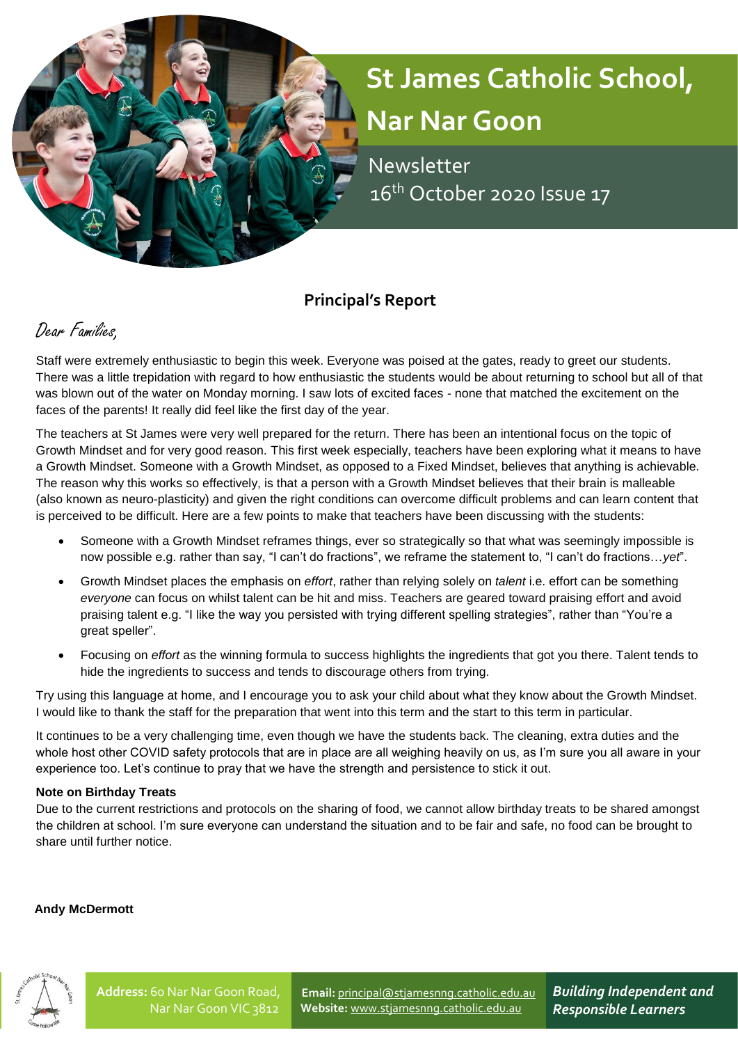# St James Catholic School, Nar Nar Goon

Newsletter
16th October 2020 Issue 17

## Principal's Report

Dear Families,

Staff were extremely enthusiastic to begin this week. Everyone was poised at the gates, ready to greet our students. There was a little trepidation with regard to how enthusiastic the students would be about returning to school but all of that was blown out of the water on Monday morning. I saw lots of excited faces - none that matched the excitement on the faces of the parents! It really did feel like the first day of the year.

The teachers at St James were very well prepared for the return. There has been an intentional focus on the topic of Growth Mindset and for very good reason. This first week especially, teachers have been exploring what it means to have a Growth Mindset. Someone with a Growth Mindset, as opposed to a Fixed Mindset, believes that anything is achievable. The reason why this works so effectively, is that a person with a Growth Mindset believes that their brain is malleable (also known as neuro-plasticity) and given the right conditions can overcome difficult problems and can learn content that is perceived to be difficult. Here are a few points to make that teachers have been discussing with the students:

- Someone with a Growth Mindset reframes things, ever so strategically so that what was seemingly impossible is now possible e.g. rather than say, "I can't do fractions", we reframe the statement to, "I can't do fractions…*yet*".
- Growth Mindset places the emphasis on *effort*, rather than relying solely on *talent* i.e. effort can be something *everyone* can focus on whilst talent can be hit and miss. Teachers are geared toward praising effort and avoid praising talent e.g. "I like the way you persisted with trying different spelling strategies", rather than "You're a great speller".
- Focusing on *effort* as the winning formula to success highlights the ingredients that got you there. Talent tends to hide the ingredients to success and tends to discourage others from trying.

Try using this language at home, and I encourage you to ask your child about what they know about the Growth Mindset. I would like to thank the staff for the preparation that went into this term and the start to this term in particular.

It continues to be a very challenging time, even though we have the students back. The cleaning, extra duties and the whole host other COVID safety protocols that are in place are all weighing heavily on us, as I'm sure you all aware in your experience too. Let's continue to pray that we have the strength and persistence to stick it out.

**Note on Birthday Treats**

Due to the current restrictions and protocols on the sharing of food, we cannot allow birthday treats to be shared amongst the children at school. I'm sure everyone can understand the situation and to be fair and safe, no food can be brought to share until further notice.

**Andy McDermott**

**Address:** 60 Nar Nar Goon Road, Nar Nar Goon VIC 3812
**Email:** principal@stjamesnng.catholic.edu.au
**Website:** www.stjamesnng.catholic.edu.au

***Building Independent and Responsible Learners***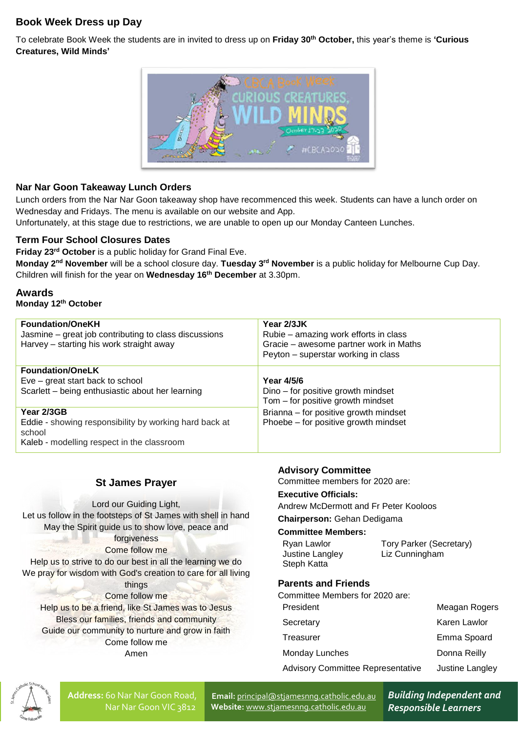## Book Week Dress up Day

To celebrate Book Week the students are in invited to dress up on **Friday 30th October,** this year's theme is **'Curious Creatures, Wild Minds'**

## Nar Nar Goon Takeaway Lunch Orders

Lunch orders from the Nar Nar Goon takeaway shop have recommenced this week. Students can have a lunch order on Wednesday and Fridays. The menu is available on our website and App.

Unfortunately, at this stage due to restrictions, we are unable to open up our Monday Canteen Lunches.

## Term Four School Closures Dates

**Friday 23rd October** is a public holiday for Grand Final Eve.

**Monday 2nd November** will be a school closure day. **Tuesday 3rd November** is a public holiday for Melbourne Cup Day. Children will finish for the year on **Wednesday 16th December** at 3.30pm.

## Awards

**Monday 12th October**

| | |
|---|---|
| **Foundation/OneKH**<br>Jasmine – great job contributing to class discussions<br>Harvey – starting his work straight away | **Year 2/3JK**<br>Rubie – amazing work efforts in class<br>Gracie – awesome partner work in Maths<br>Peyton – superstar working in class |
| **Foundation/OneLK**<br>Eve – great start back to school<br>Scarlett – being enthusiastic about her learning | **Year 4/5/6**<br>Dino – for positive growth mindset<br>Tom – for positive growth mindset<br>Brianna – for positive growth mindset<br>Phoebe – for positive growth mindset |
| **Year 2/3GB**<br>Eddie - showing responsibility by working hard back at school<br>Kaleb - modelling respect in the classroom | |

## St James Prayer

Lord our Guiding Light,
Let us follow in the footsteps of St James with shell in hand
May the Spirit guide us to show love, peace and forgiveness
Come follow me
Help us to strive to do our best in all the learning we do
We pray for wisdom with God's creation to care for all living things
Come follow me
Help us to be a friend, like St James was to Jesus
Bless our families, friends and community
Guide our community to nurture and grow in faith
Come follow me
Amen

## Advisory Committee

Committee members for 2020 are:

**Executive Officials:**
Andrew McDermott and Fr Peter Kooloos

**Chairperson:** Gehan Dedigama

**Committee Members:**

Ryan Lawlor
Justine Langley
Steph Katta
Tory Parker (Secretary)
Liz Cunningham

## Parents and Friends

Committee Members for 2020 are:

| | |
|---|---|
| President | Meagan Rogers |
| Secretary | Karen Lawlor |
| Treasurer | Emma Spoard |
| Monday Lunches | Donna Reilly |
| Advisory Committee Representative | Justine Langley |

**Address:** 60 Nar Nar Goon Road, Nar Nar Goon VIC 3812
**Email:** principal@stjamesnng.catholic.edu.au
**Website:** www.stjamesnng.catholic.edu.au

***Building Independent and Responsible Learners***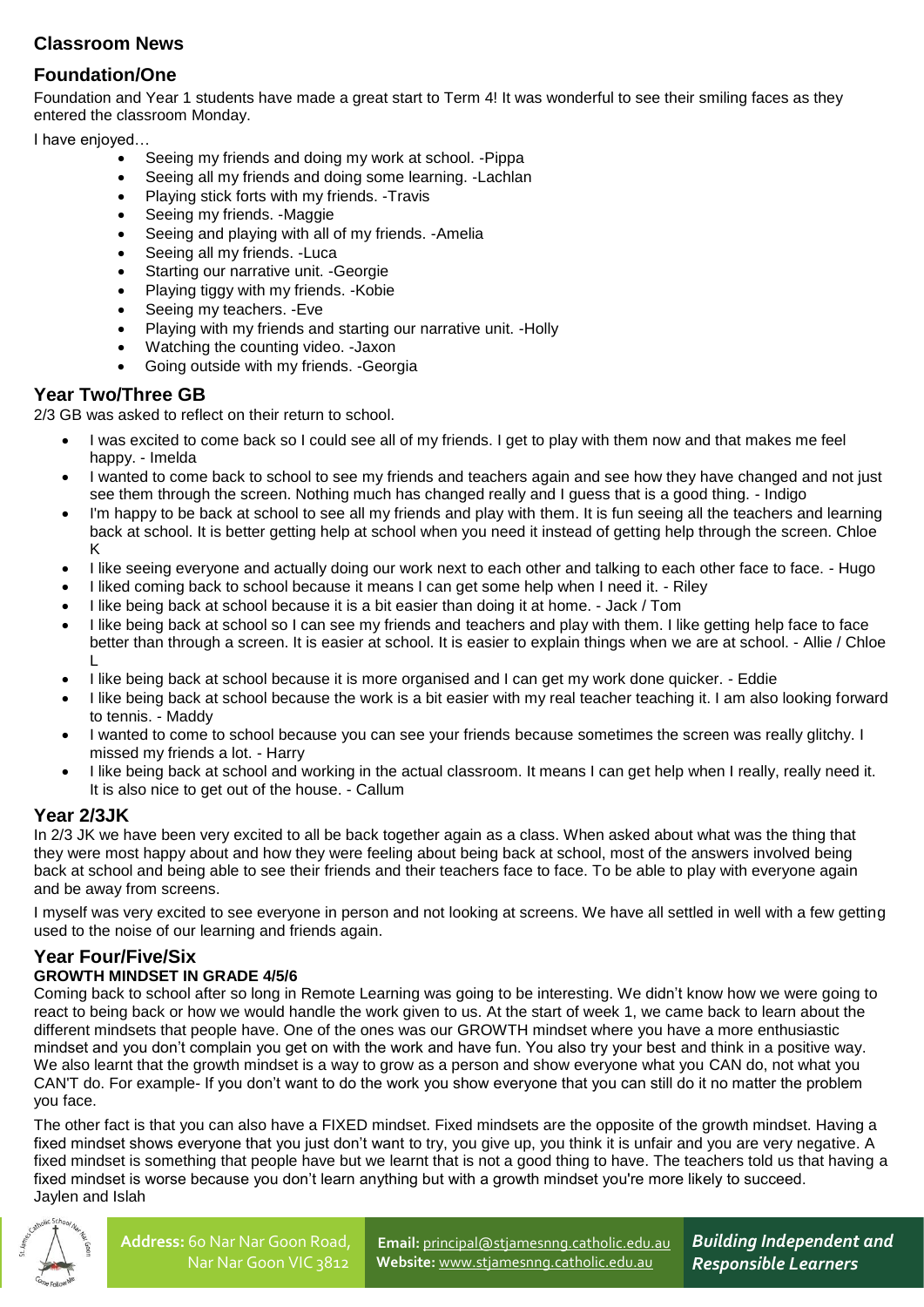## Classroom News

### Foundation/One

Foundation and Year 1 students have made a great start to Term 4! It was wonderful to see their smiling faces as they entered the classroom Monday.

I have enjoyed…

- Seeing my friends and doing my work at school. -Pippa
- Seeing all my friends and doing some learning. -Lachlan
- Playing stick forts with my friends. -Travis
- Seeing my friends. -Maggie
- Seeing and playing with all of my friends. -Amelia
- Seeing all my friends. -Luca
- Starting our narrative unit. -Georgie
- Playing tiggy with my friends. -Kobie
- Seeing my teachers. -Eve
- Playing with my friends and starting our narrative unit. -Holly
- Watching the counting video. -Jaxon
- Going outside with my friends. -Georgia

### Year Two/Three GB

2/3 GB was asked to reflect on their return to school.

- I was excited to come back so I could see all of my friends. I get to play with them now and that makes me feel happy. - Imelda
- I wanted to come back to school to see my friends and teachers again and see how they have changed and not just see them through the screen. Nothing much has changed really and I guess that is a good thing. - Indigo
- I'm happy to be back at school to see all my friends and play with them. It is fun seeing all the teachers and learning back at school. It is better getting help at school when you need it instead of getting help through the screen. Chloe K
- I like seeing everyone and actually doing our work next to each other and talking to each other face to face. - Hugo
- I liked coming back to school because it means I can get some help when I need it. - Riley
- I like being back at school because it is a bit easier than doing it at home. - Jack / Tom
- I like being back at school so I can see my friends and teachers and play with them. I like getting help face to face better than through a screen. It is easier at school. It is easier to explain things when we are at school. - Allie / Chloe L
- I like being back at school because it is more organised and I can get my work done quicker. - Eddie
- I like being back at school because the work is a bit easier with my real teacher teaching it. I am also looking forward to tennis. - Maddy
- I wanted to come to school because you can see your friends because sometimes the screen was really glitchy. I missed my friends a lot. - Harry
- I like being back at school and working in the actual classroom. It means I can get help when I really, really need it. It is also nice to get out of the house. - Callum

### Year 2/3JK

In 2/3 JK we have been very excited to all be back together again as a class. When asked about what was the thing that they were most happy about and how they were feeling about being back at school, most of the answers involved being back at school and being able to see their friends and their teachers face to face. To be able to play with everyone again and be away from screens.

I myself was very excited to see everyone in person and not looking at screens. We have all settled in well with a few getting used to the noise of our learning and friends again.

### Year Four/Five/Six

**GROWTH MINDSET IN GRADE 4/5/6**

Coming back to school after so long in Remote Learning was going to be interesting. We didn't know how we were going to react to being back or how we would handle the work given to us. At the start of week 1, we came back to learn about the different mindsets that people have. One of the ones was our GROWTH mindset where you have a more enthusiastic mindset and you don't complain you get on with the work and have fun. You also try your best and think in a positive way. We also learnt that the growth mindset is a way to grow as a person and show everyone what you CAN do, not what you CAN'T do. For example- If you don't want to do the work you show everyone that you can still do it no matter the problem you face.

The other fact is that you can also have a FIXED mindset. Fixed mindsets are the opposite of the growth mindset. Having a fixed mindset shows everyone that you just don't want to try, you give up, you think it is unfair and you are very negative. A fixed mindset is something that people have but we learnt that is not a good thing to have. The teachers told us that having a fixed mindset is worse because you don't learn anything but with a growth mindset you're more likely to succeed.
Jaylen and Islah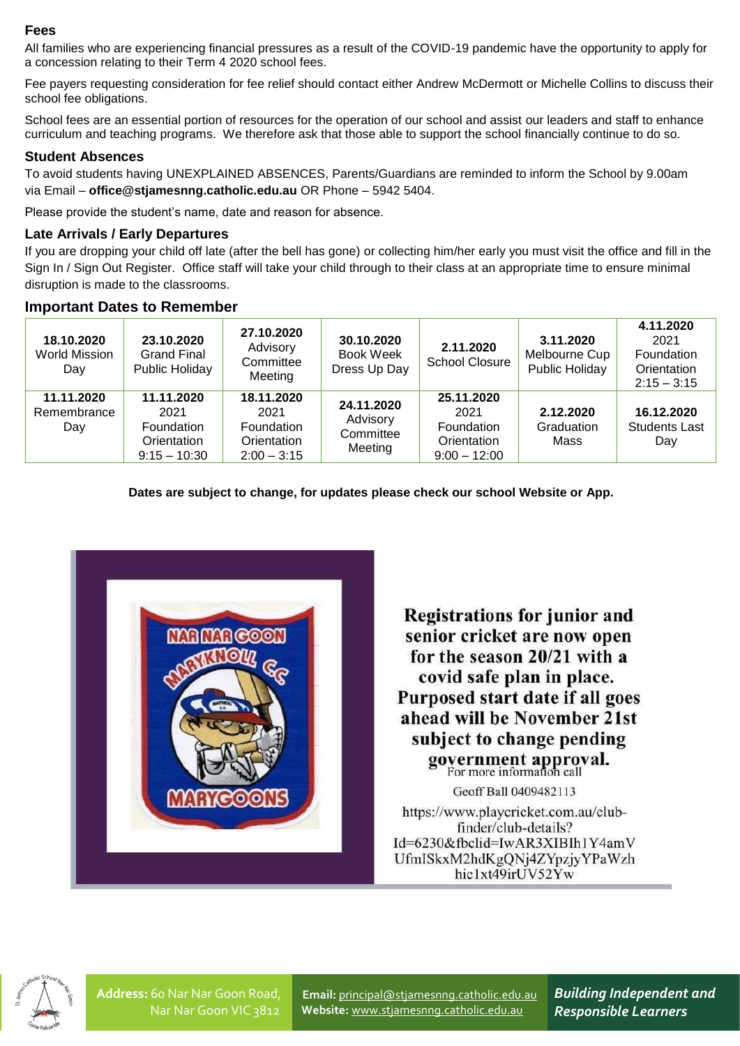### Fees

All families who are experiencing financial pressures as a result of the COVID-19 pandemic have the opportunity to apply for a concession relating to their Term 4 2020 school fees.

Fee payers requesting consideration for fee relief should contact either Andrew McDermott or Michelle Collins to discuss their school fee obligations.

School fees are an essential portion of resources for the operation of our school and assist our leaders and staff to enhance curriculum and teaching programs. We therefore ask that those able to support the school financially continue to do so.

### Student Absences

To avoid students having UNEXPLAINED ABSENCES, Parents/Guardians are reminded to inform the School by 9.00am via Email – **office@stjamesnng.catholic.edu.au** OR Phone – 5942 5404.

Please provide the student's name, date and reason for absence.

### Late Arrivals / Early Departures

If you are dropping your child off late (after the bell has gone) or collecting him/her early you must visit the office and fill in the Sign In / Sign Out Register. Office staff will take your child through to their class at an appropriate time to ensure minimal disruption is made to the classrooms.

### Important Dates to Remember

| | | | | | | |
|---|---|---|---|---|---|---|
| **18.10.2020** World Mission Day | **23.10.2020** Grand Final Public Holiday | **27.10.2020** Advisory Committee Meeting | **30.10.2020** Book Week Dress Up Day | **2.11.2020** School Closure | **3.11.2020** Melbourne Cup Public Holiday | **4.11.2020** 2021 Foundation Orientation 2:15 – 3:15 |
| **11.11.2020** Remembrance Day | **11.11.2020** 2021 Foundation Orientation 9:15 – 10:30 | **18.11.2020** 2021 Foundation Orientation 2:00 – 3:15 | **24.11.2020** Advisory Committee Meeting | **25.11.2020** 2021 Foundation Orientation 9:00 – 12:00 | **2.12.2020** Graduation Mass | **16.12.2020** Students Last Day |

**Dates are subject to change, for updates please check our school Website or App.**

NAR NAR GOON MARYKNOLL CC
MARYGOONS

**Registrations for junior and senior cricket are now open for the season 20/21 with a covid safe plan in place. Purposed start date if all goes ahead will be November 21st subject to change pending government approval.**

For more information call

Geoff Ball 0409482113

https://www.playcricket.com.au/club-finder/club-details?Id=6230&fbclid=IwAR3XIBIh1Y4amVUfmISkxM2hdKgQNj4ZYpzjyYPaWzhhic1xt49irUV52Yw

**Address:** 60 Nar Nar Goon Road, Nar Nar Goon VIC 3812

**Email:** principal@stjamesnng.catholic.edu.au
**Website:** www.stjamesnng.catholic.edu.au

***Building Independent and Responsible Learners***